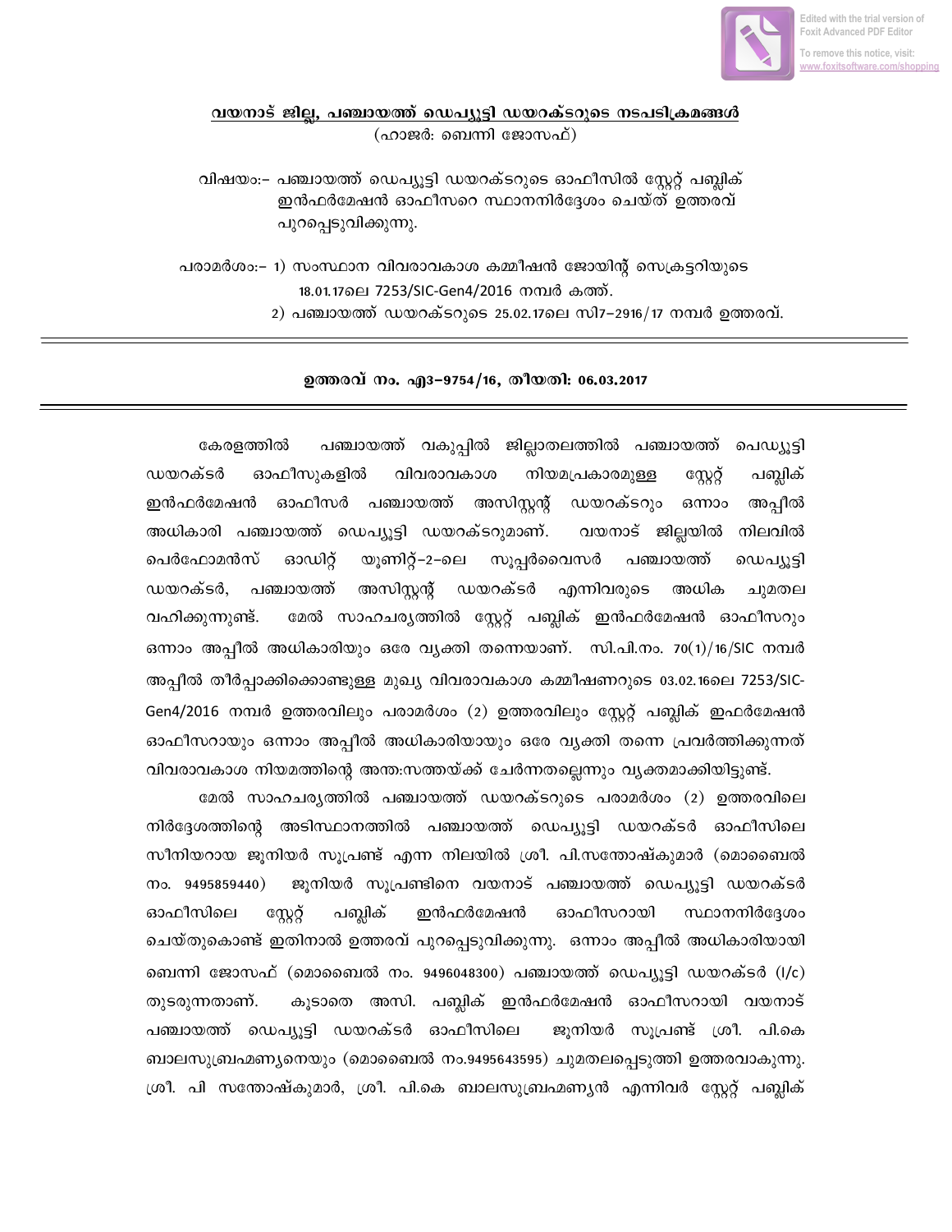**<u>വയനാട് ജില്ല, പഞ്ചായത്ത് ഡെപ്യൂട്ടി ഡയറക്ടറുടെ നടപടിക്രമങ്ങൾ</u>**

(ഹാജർ: ബെന്നി ജോസഫ്)

വിഷയം:- പഞ്ചായത്ത് ഡെപ്യൂട്ടി ഡയറക്ടറുടെ ഓഫീസിൽ സ്റ്റേറ്റ് പബ്ലിക് ഇൻഫർമേഷൻ ഓഫീസറെ സ്ഥാനനിർദ്ദേശം ചെയ്ത് ഉത്തരവ് പുറപ്പെടുവിക്കുന്നു.

പരാമർശം:- 1) സംസ്ഥാന വിവരാവകാശ കമ്മീഷൻ ജോയിന്റ് സെക്രട്ടറിയുടെ 18.01.17ലെ 7253/SIC-Gen4/2016 നമ്പർ കത്ത്.
2) പഞ്ചായത്ത് ഡയറക്ടറുടെ 25.02.17ലെ സി7-2916/17 നമ്പർ ഉത്തരവ്.

---

**ഉത്തരവ് നം. എ3-9754/16, തീയതി: 06.03.2017**

---

കേരളത്തിൽ പഞ്ചായത്ത് വകുപ്പിൽ ജില്ലാതലത്തിൽ പഞ്ചായത്ത് പെഡ്യൂട്ടി ഡയറക്ടർ ഓഫീസുകളിൽ വിവരാവകാശ നിയമപ്രകാരമുള്ള സ്റ്റേറ്റ് പബ്ലിക് ഇൻഫർമേഷൻ ഓഫീസർ പഞ്ചായത്ത് അസിസ്റ്റന്റ് ഡയറക്ടറും ഒന്നാം അപ്പീൽ അധികാരി പഞ്ചായത്ത് ഡെപ്യൂട്ടി ഡയറക്ടറുമാണ്. വയനാട് ജില്ലയിൽ നിലവിൽ പെർഫോമൻസ് ഓഡിറ്റ് യൂണിറ്റ്-2-ലെ സൂപ്പർവൈസർ പഞ്ചായത്ത് ഡെപ്യൂട്ടി ഡയറക്ടർ, പഞ്ചായത്ത് അസിസ്റ്റന്റ് ഡയറക്ടർ എന്നിവരുടെ അധിക ചുമതല വഹിക്കുന്നുണ്ട്. മേൽ സാഹചര്യത്തിൽ സ്റ്റേറ്റ് പബ്ലിക് ഇൻഫർമേഷൻ ഓഫീസറും ഒന്നാം അപ്പീൽ അധികാരിയും ഒരേ വ്യക്തി തന്നെയാണ്. സി.പി.നം. 70(1)/16/SIC നമ്പർ അപ്പീൽ തീർപ്പാക്കിക്കൊണ്ടുള്ള മുഖ്യ വിവരാവകാശ കമ്മീഷണറുടെ 03.02.16ലെ 7253/SIC-Gen4/2016 നമ്പർ ഉത്തരവിലും പരാമർശം (2) ഉത്തരവിലും സ്റ്റേറ്റ് പബ്ലിക് ഇഫർമേഷൻ ഓഫീസറായും ഒന്നാം അപ്പീൽ അധികാരിയായും ഒരേ വ്യക്തി തന്നെ പ്രവർത്തിക്കുന്നത് വിവരാവകാശ നിയമത്തിന്റെ അന്ത:സത്തയ്ക്ക് ചേർന്നതല്ലെന്നും വ്യക്തമാക്കിയിട്ടുണ്ട്.

മേൽ സാഹചര്യത്തിൽ പഞ്ചായത്ത് ഡയറക്ടറുടെ പരാമർശം (2) ഉത്തരവിലെ നിർദ്ദേശത്തിന്റെ അടിസ്ഥാനത്തിൽ പഞ്ചായത്ത് ഡെപ്യൂട്ടി ഡയറക്ടർ ഓഫീസിലെ സീനിയറായ ജൂനിയർ സൂപ്രണ്ട് എന്ന നിലയിൽ ശ്രീ. പി.സന്തോഷ്കുമാർ (മൊബൈൽ നം. 9495859440) ജൂനിയർ സൂപ്രണ്ടിനെ വയനാട് പഞ്ചായത്ത് ഡെപ്യൂട്ടി ഡയറക്ടർ ഓഫീസിലെ സ്റ്റേറ്റ് പബ്ലിക് ഇൻഫർമേഷൻ ഓഫീസറായി സ്ഥാനനിർദ്ദേശം ചെയ്തുകൊണ്ട് ഇതിനാൽ ഉത്തരവ് പുറപ്പെടുവിക്കുന്നു. ഒന്നാം അപ്പീൽ അധികാരിയായി ബെന്നി ജോസഫ് (മൊബൈൽ നം. 9496048300) പഞ്ചായത്ത് ഡെപ്യൂട്ടി ഡയറക്ടർ (I/c) തുടരുന്നതാണ്. കൂടാതെ അസി. പബ്ലിക് ഇൻഫർമേഷൻ ഓഫീസറായി വയനാട് പഞ്ചായത്ത് ഡെപ്യൂട്ടി ഡയറക്ടർ ഓഫീസിലെ ജൂനിയർ സൂപ്രണ്ട് ശ്രീ. പി.കെ ബാലസുബ്രഹ്മണ്യനെയും (മൊബൈൽ നം.9495643595) ചുമതലപ്പെടുത്തി ഉത്തരവാകുന്നു. ശ്രീ. പി സന്തോഷ്കുമാർ, ശ്രീ. പി.കെ ബാലസുബ്രഹ്മണ്യൻ എന്നിവർ സ്റ്റേറ്റ് പബ്ലിക്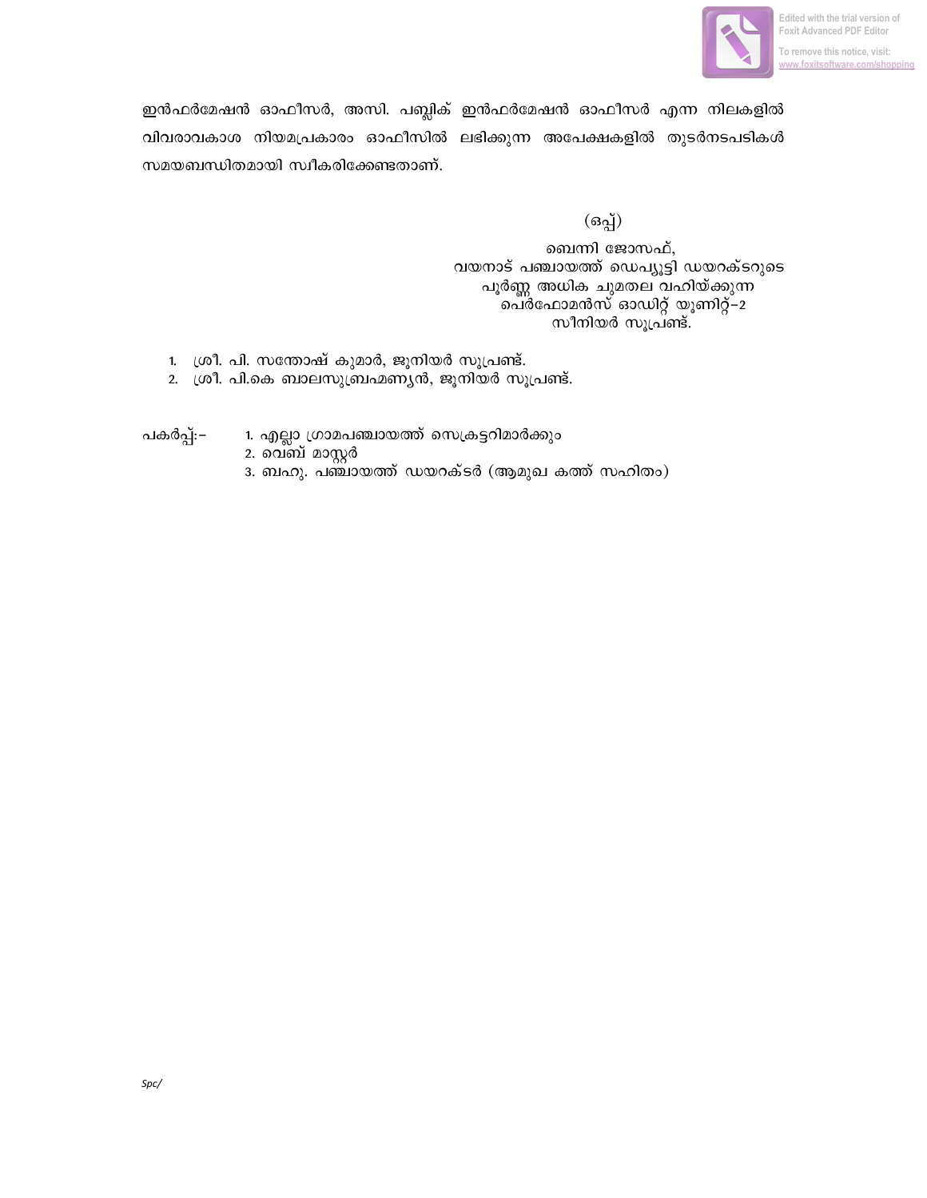ഇൻഫർമേഷൻ ഓഫീസർ, അസി. പബ്ലിക് ഇൻഫർമേഷൻ ഓഫീസർ എന്ന നിലകളിൽ വിവരാവകാശ നിയമപ്രകാരം ഓഫീസിൽ ലഭിക്കുന്ന അപേക്ഷകളിൽ തുടർനടപടികൾ സമയബന്ധിതമായി സ്വീകരിക്കേണ്ടതാണ്.

(ഒപ്പ്)

ബെന്നി ജോസഫ്,
വയനാട് പഞ്ചായത്ത് ഡെപ്യൂട്ടി ഡയറക്ടറുടെ
പൂർണ്ണ അധിക ചുമതല വഹിയ്ക്കുന്ന
പെർഫോമൻസ് ഓഡിറ്റ് യൂണിറ്റ്-2
സീനിയർ സൂപ്രണ്ട്.

1. ശ്രീ. പി. സന്തോഷ് കുമാർ, ജൂനിയർ സൂപ്രണ്ട്.
2. ശ്രീ. പി.കെ ബാലസുബ്രഹ്മണ്യൻ, ജൂനിയർ സൂപ്രണ്ട്.

പകർപ്പ്:-
1. എല്ലാ ഗ്രാമപഞ്ചായത്ത് സെക്രട്ടറിമാർക്കും
2. വെബ് മാസ്റ്റർ
3. ബഹു. പഞ്ചായത്ത് ഡയറക്ടർ (ആമുഖ കത്ത് സഹിതം)

*Spc/*